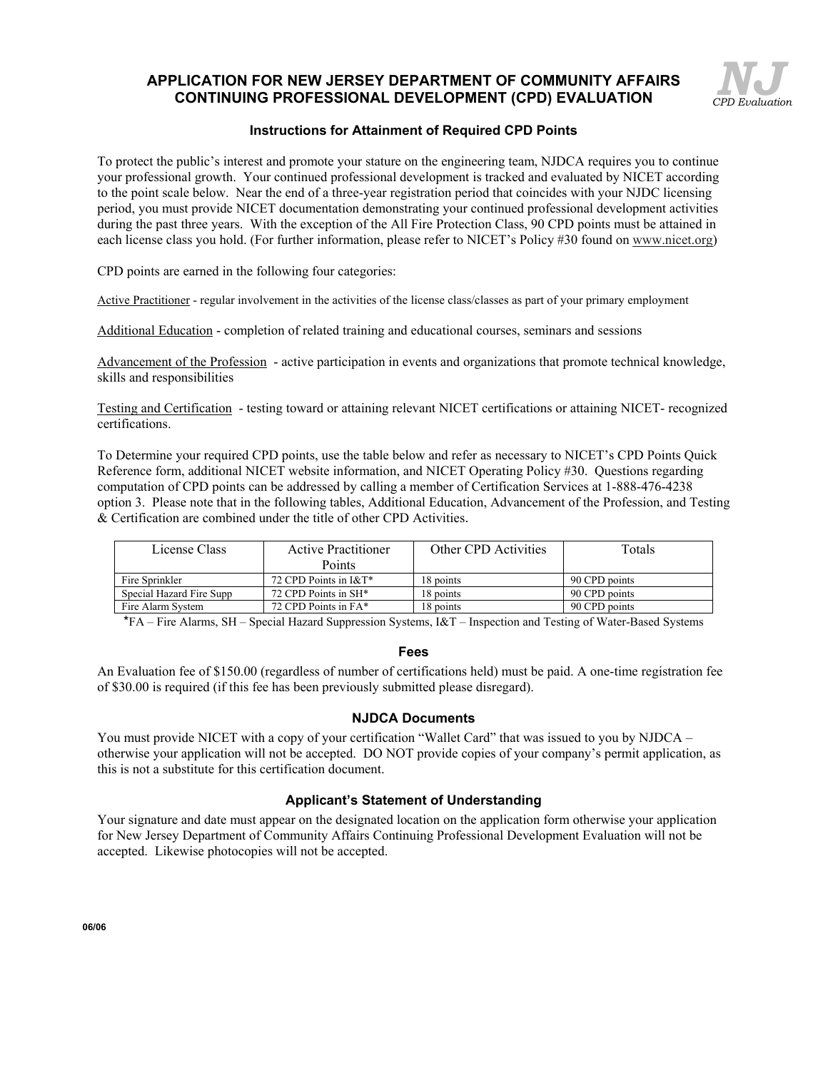# APPLICATION FOR NEW JERSEY DEPARTMENT OF COMMUNITY AFFAIRS CONTINUING PROFESSIONAL DEVELOPMENT (CPD) EVALUATION

**NJ** *CPD Evaluation*

### Instructions for Attainment of Required CPD Points

To protect the public's interest and promote your stature on the engineering team, NJDCA requires you to continue your professional growth. Your continued professional development is tracked and evaluated by NICET according to the point scale below. Near the end of a three-year registration period that coincides with your NJDC licensing period, you must provide NICET documentation demonstrating your continued professional development activities during the past three years. With the exception of the All Fire Protection Class, 90 CPD points must be attained in each license class you hold. (For further information, please refer to NICET's Policy #30 found on www.nicet.org)

CPD points are earned in the following four categories:

Active Practitioner - regular involvement in the activities of the license class/classes as part of your primary employment

Additional Education - completion of related training and educational courses, seminars and sessions

Advancement of the Profession - active participation in events and organizations that promote technical knowledge, skills and responsibilities

Testing and Certification - testing toward or attaining relevant NICET certifications or attaining NICET- recognized certifications.

To Determine your required CPD points, use the table below and refer as necessary to NICET's CPD Points Quick Reference form, additional NICET website information, and NICET Operating Policy #30. Questions regarding computation of CPD points can be addressed by calling a member of Certification Services at 1-888-476-4238 option 3. Please note that in the following tables, Additional Education, Advancement of the Profession, and Testing & Certification are combined under the title of other CPD Activities.

| License Class | Active Practitioner Points | Other CPD Activities | Totals |
|---|---|---|---|
| Fire Sprinkler | 72 CPD Points in I&T* | 18 points | 90 CPD points |
| Special Hazard Fire Supp | 72 CPD Points in SH* | 18 points | 90 CPD points |
| Fire Alarm System | 72 CPD Points in FA* | 18 points | 90 CPD points |

*FA – Fire Alarms, SH – Special Hazard Suppression Systems, I&T – Inspection and Testing of Water-Based Systems

### Fees

An Evaluation fee of $150.00 (regardless of number of certifications held) must be paid. A one-time registration fee of $30.00 is required (if this fee has been previously submitted please disregard).

### NJDCA Documents

You must provide NICET with a copy of your certification "Wallet Card" that was issued to you by NJDCA – otherwise your application will not be accepted. DO NOT provide copies of your company's permit application, as this is not a substitute for this certification document.

### Applicant's Statement of Understanding

Your signature and date must appear on the designated location on the application form otherwise your application for New Jersey Department of Community Affairs Continuing Professional Development Evaluation will not be accepted. Likewise photocopies will not be accepted.

06/06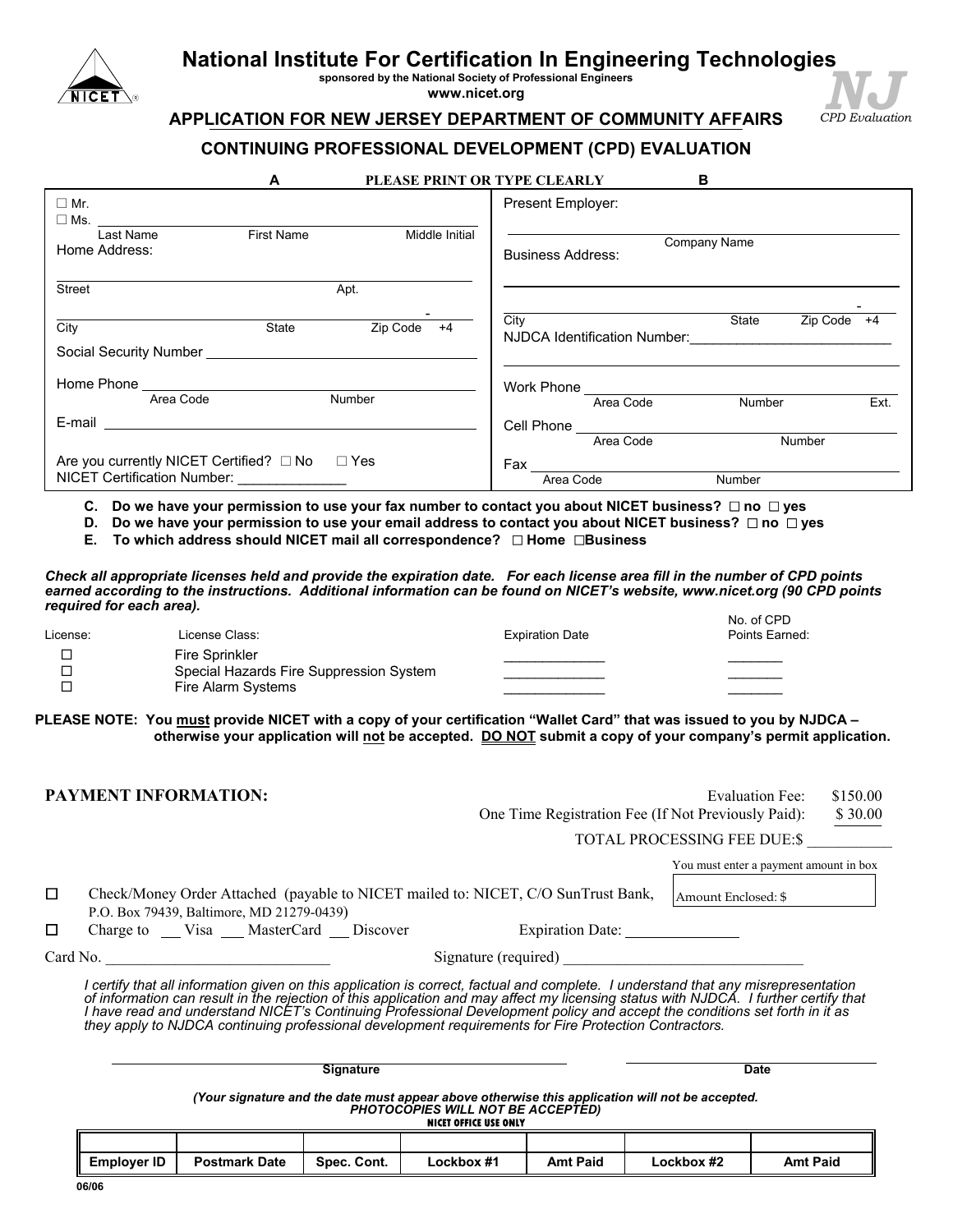# National Institute For Certification In Engineering Technologies

sponsored by the National Society of Professional Engineers

www.nicet.org

**NJ** *CPD Evaluation*

## APPLICATION FOR NEW JERSEY DEPARTMENT OF COMMUNITY AFFAIRS

## CONTINUING PROFESSIONAL DEVELOPMENT (CPD) EVALUATION

**PLEASE PRINT OR TYPE CLEARLY**

| A | B |
|---|---|
| ☐ Mr. ☐ Ms. ____ Last Name / First Name / Middle Initial | Present Employer: ____ Company Name |
| Home Address: ____ Street / Apt. | Business Address: ____ |
| ____ City / State / Zip Code - +4 | ____ City / State / Zip Code - +4 |
| Social Security Number ____ | NJDCA Identification Number: ____ |
| Home Phone ____ Area Code / Number | Work Phone ____ Area Code / Number / Ext. |
| E-mail ____ | Cell Phone ____ Area Code / Number |
| Are you currently NICET Certified? ☐ No ☐ Yes NICET Certification Number: ____ | Fax ____ Area Code / Number |

**C. Do we have your permission to use your fax number to contact you about NICET business? ☐ no ☐ yes**

**D. Do we have your permission to use your email address to contact you about NICET business? ☐ no ☐ yes**

**E. To which address should NICET mail all correspondence? ☐ Home ☐Business**

***Check all appropriate licenses held and provide the expiration date. For each license area fill in the number of CPD points earned according to the instructions. Additional information can be found on NICET's website, www.nicet.org (90 CPD points required for each area).***

| License: | License Class: | Expiration Date | No. of CPD Points Earned: |
|---|---|---|---|
| ☐ | Fire Sprinkler | ____ | ____ |
| ☐ | Special Hazards Fire Suppression System | ____ | ____ |
| ☐ | Fire Alarm Systems | ____ | ____ |

**PLEASE NOTE: You must provide NICET with a copy of your certification "Wallet Card" that was issued to you by NJDCA – otherwise your application will not be accepted. DO NOT submit a copy of your company's permit application.**

**PAYMENT INFORMATION:**

Evaluation Fee: $150.00

One Time Registration Fee (If Not Previously Paid): $ 30.00

TOTAL PROCESSING FEE DUE:$ ____

You must enter a payment amount in box

Amount Enclosed: $

☐ Check/Money Order Attached (payable to NICET mailed to: NICET, C/O SunTrust Bank, P.O. Box 79439, Baltimore, MD 21279-0439)

☐ Charge to ___ Visa ___ MasterCard ___ Discover     Expiration Date: ____

Card No. ____     Signature (required) ____

*I certify that all information given on this application is correct, factual and complete. I understand that any misrepresentation of information can result in the rejection of this application and may affect my licensing status with NJDCA. I further certify that I have read and understand NICET's Continuing Professional Development policy and accept the conditions set forth in it as they apply to NJDCA continuing professional development requirements for Fire Protection Contractors.*

____ **Signature**     ____ **Date**

***(Your signature and the date must appear above otherwise this application will not be accepted. PHOTOCOPIES WILL NOT BE ACCEPTED)***

**NICET OFFICE USE ONLY**

| | | | | | | |
|---|---|---|---|---|---|---|
| | | | | | | |
| **Employer ID** | **Postmark Date** | **Spec. Cont.** | **Lockbox #1** | **Amt Paid** | **Lockbox #2** | **Amt Paid** |

06/06